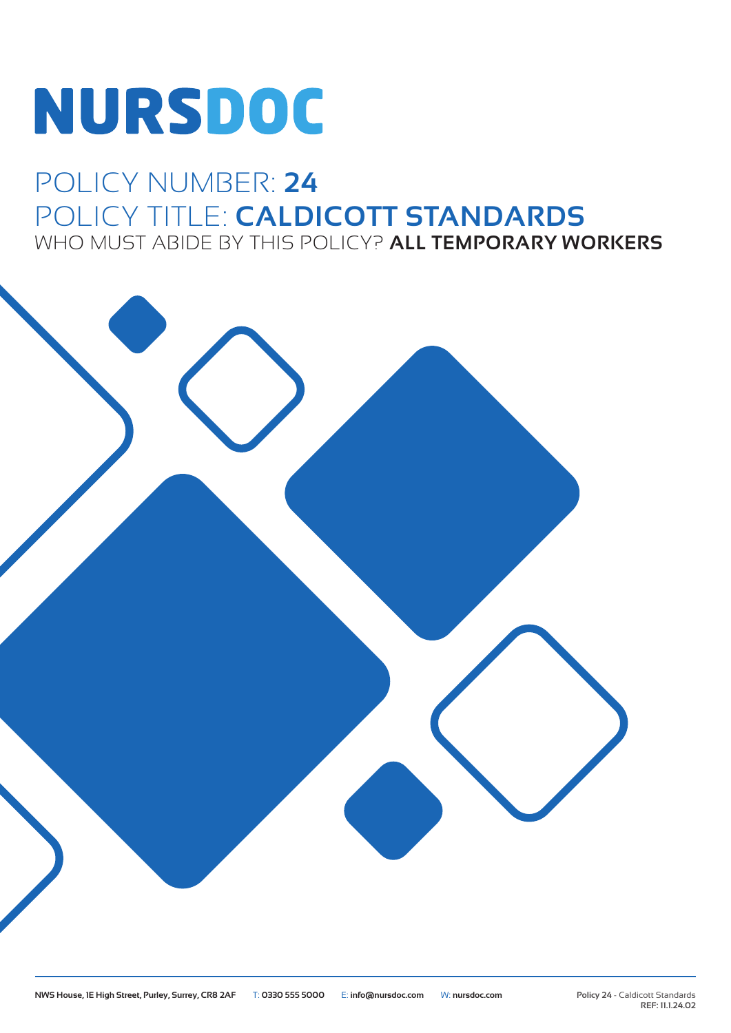# NURSDOC

## POLICY NUMBER: **24**

## POLICY TITLE: **CALDICOTT STANDARDS**

WHO MUST ABIDE BY THIS POLICY? **ALL TEMPORARY WORKERS**

**NWS House, 1E High Street, Purley, Surrey, CR8 2AF** T: **0330 555 5000** E: **info@nursdoc.com** W: **nursdoc.com**

**Policy 24** - Caldicott Standards
**REF: 11.1.24.02**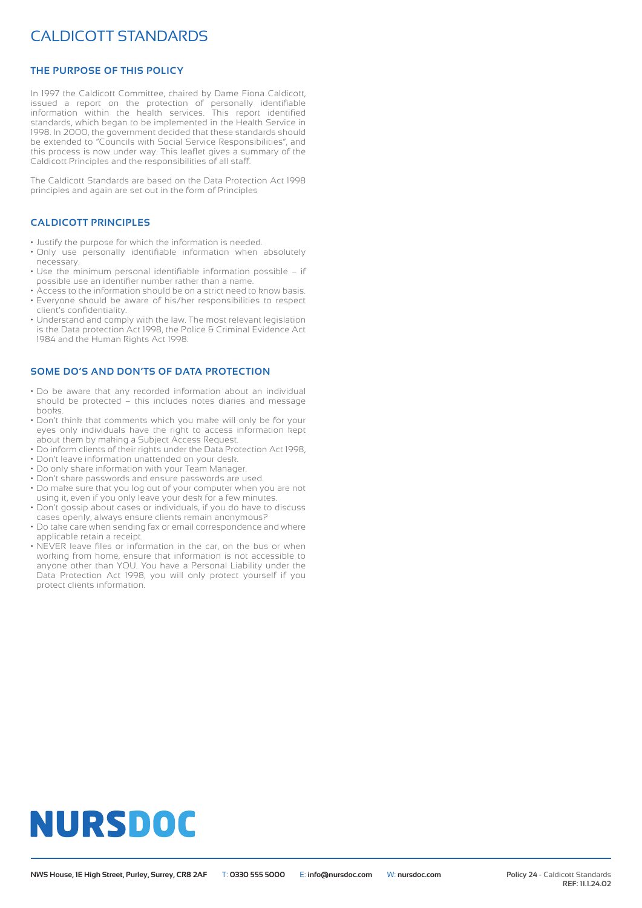# CALDICOTT STANDARDS

## THE PURPOSE OF THIS POLICY

In 1997 the Caldicott Committee, chaired by Dame Fiona Caldicott, issued a report on the protection of personally identifiable information within the health services. This report identified standards, which began to be implemented in the Health Service in 1998. In 2000, the government decided that these standards should be extended to "Councils with Social Service Responsibilities", and this process is now under way. This leaflet gives a summary of the Caldicott Principles and the responsibilities of all staff.

The Caldicott Standards are based on the Data Protection Act 1998 principles and again are set out in the form of Principles

## CALDICOTT PRINCIPLES

- Justify the purpose for which the information is needed.
- Only use personally identifiable information when absolutely necessary.
- Use the minimum personal identifiable information possible – if possible use an identifier number rather than a name.
- Access to the information should be on a strict need to know basis.
- Everyone should be aware of his/her responsibilities to respect client's confidentiality.
- Understand and comply with the law. The most relevant legislation is the Data protection Act 1998, the Police & Criminal Evidence Act 1984 and the Human Rights Act 1998.

## SOME DO'S AND DON'TS OF DATA PROTECTION

- Do be aware that any recorded information about an individual should be protected – this includes notes diaries and message books.
- Don't think that comments which you make will only be for your eyes only individuals have the right to access information kept about them by making a Subject Access Request.
- Do inform clients of their rights under the Data Protection Act 1998,
- Don't leave information unattended on your desk.
- Do only share information with your Team Manager.
- Don't share passwords and ensure passwords are used.
- Do make sure that you log out of your computer when you are not using it, even if you only leave your desk for a few minutes.
- Don't gossip about cases or individuals, if you do have to discuss cases openly, always ensure clients remain anonymous?
- Do take care when sending fax or email correspondence and where applicable retain a receipt.
- NEVER leave files or information in the car, on the bus or when working from home, ensure that information is not accessible to anyone other than YOU. You have a Personal Liability under the Data Protection Act 1998, you will only protect yourself if you protect clients information.

NURSDOC

NWS House, 1E High Street, Purley, Surrey, CR8 2AF T: 0330 555 5000 E: info@nursdoc.com W: nursdoc.com

Policy 24 - Caldicott Standards
REF: 11.1.24.02